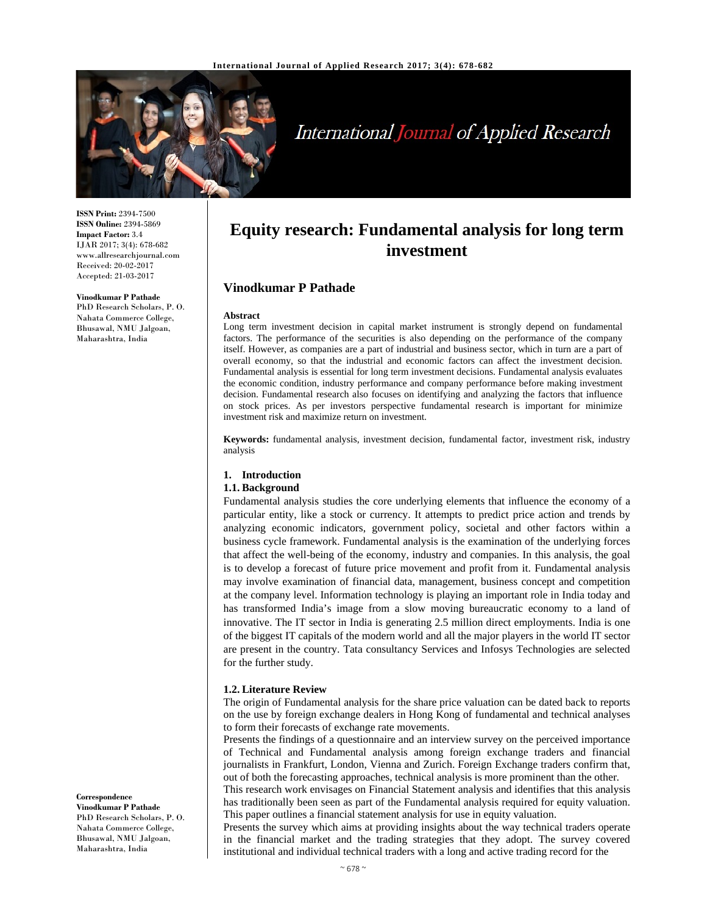**ISSN Print:** 2394-7500
**ISSN Online:** 2394-5869
**Impact Factor:** 3.4
IJAR 2017; 3(4): 678-682
www.allresearchjournal.com
Received: 20-02-2017
Accepted: 21-03-2017

**Vinodkumar P Pathade**
PhD Research Scholars, P. O. Nahata Commerce College, Bhusawal, NMU Jalgoan, Maharashtra, India

**Correspondence**
**Vinodkumar P Pathade**
PhD Research Scholars, P. O. Nahata Commerce College, Bhusawal, NMU Jalgoan, Maharashtra, India

# Equity research: Fundamental analysis for long term investment

## Vinodkumar P Pathade

**Abstract**
Long term investment decision in capital market instrument is strongly depend on fundamental factors. The performance of the securities is also depending on the performance of the company itself. However, as companies are a part of industrial and business sector, which in turn are a part of overall economy, so that the industrial and economic factors can affect the investment decision. Fundamental analysis is essential for long term investment decisions. Fundamental analysis evaluates the economic condition, industry performance and company performance before making investment decision. Fundamental research also focuses on identifying and analyzing the factors that influence on stock prices. As per investors perspective fundamental research is important for minimize investment risk and maximize return on investment.

**Keywords:** fundamental analysis, investment decision, fundamental factor, investment risk, industry analysis

### 1. Introduction

### 1.1. Background

Fundamental analysis studies the core underlying elements that influence the economy of a particular entity, like a stock or currency. It attempts to predict price action and trends by analyzing economic indicators, government policy, societal and other factors within a business cycle framework. Fundamental analysis is the examination of the underlying forces that affect the well-being of the economy, industry and companies. In this analysis, the goal is to develop a forecast of future price movement and profit from it. Fundamental analysis may involve examination of financial data, management, business concept and competition at the company level. Information technology is playing an important role in India today and has transformed India's image from a slow moving bureaucratic economy to a land of innovative. The IT sector in India is generating 2.5 million direct employments. India is one of the biggest IT capitals of the modern world and all the major players in the world IT sector are present in the country. Tata consultancy Services and Infosys Technologies are selected for the further study.

### 1.2. Literature Review

The origin of Fundamental analysis for the share price valuation can be dated back to reports on the use by foreign exchange dealers in Hong Kong of fundamental and technical analyses to form their forecasts of exchange rate movements.

Presents the findings of a questionnaire and an interview survey on the perceived importance of Technical and Fundamental analysis among foreign exchange traders and financial journalists in Frankfurt, London, Vienna and Zurich. Foreign Exchange traders confirm that, out of both the forecasting approaches, technical analysis is more prominent than the other.

This research work envisages on Financial Statement analysis and identifies that this analysis has traditionally been seen as part of the Fundamental analysis required for equity valuation. This paper outlines a financial statement analysis for use in equity valuation.

Presents the survey which aims at providing insights about the way technical traders operate in the financial market and the trading strategies that they adopt. The survey covered institutional and individual technical traders with a long and active trading record for the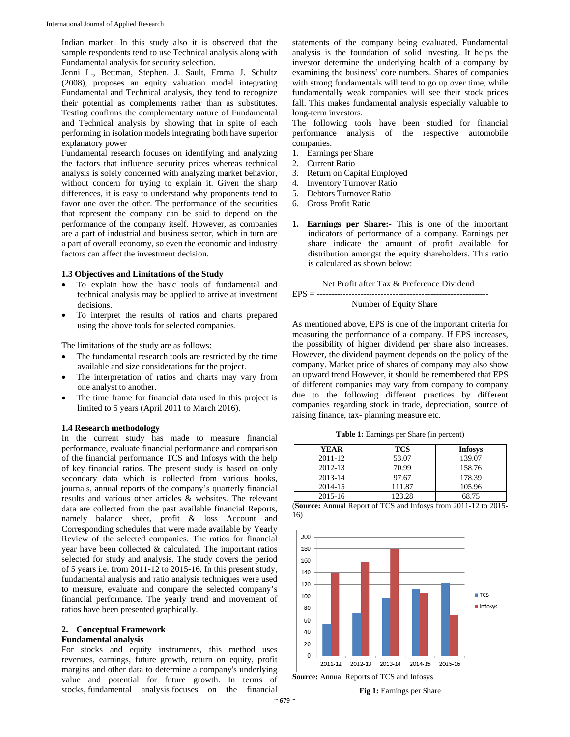Indian market. In this study also it is observed that the sample respondents tend to use Technical analysis along with Fundamental analysis for security selection.

Jenni L., Bettman, Stephen. J. Sault, Emma J. Schultz (2008), proposes an equity valuation model integrating Fundamental and Technical analysis, they tend to recognize their potential as complements rather than as substitutes. Testing confirms the complementary nature of Fundamental and Technical analysis by showing that in spite of each performing in isolation models integrating both have superior explanatory power

Fundamental research focuses on identifying and analyzing the factors that influence security prices whereas technical analysis is solely concerned with analyzing market behavior, without concern for trying to explain it. Given the sharp differences, it is easy to understand why proponents tend to favor one over the other. The performance of the securities that represent the company can be said to depend on the performance of the company itself. However, as companies are a part of industrial and business sector, which in turn are a part of overall economy, so even the economic and industry factors can affect the investment decision.

### 1.3 Objectives and Limitations of the Study

- To explain how the basic tools of fundamental and technical analysis may be applied to arrive at investment decisions.
- To interpret the results of ratios and charts prepared using the above tools for selected companies.

The limitations of the study are as follows:

- The fundamental research tools are restricted by the time available and size considerations for the project.
- The interpretation of ratios and charts may vary from one analyst to another.
- The time frame for financial data used in this project is limited to 5 years (April 2011 to March 2016).

### 1.4 Research methodology

In the current study has made to measure financial performance, evaluate financial performance and comparison of the financial performance TCS and Infosys with the help of key financial ratios. The present study is based on only secondary data which is collected from various books, journals, annual reports of the company's quarterly financial results and various other articles & websites. The relevant data are collected from the past available financial Reports, namely balance sheet, profit & loss Account and Corresponding schedules that were made available by Yearly Review of the selected companies. The ratios for financial year have been collected & calculated. The important ratios selected for study and analysis. The study covers the period of 5 years i.e. from 2011-12 to 2015-16. In this present study, fundamental analysis and ratio analysis techniques were used to measure, evaluate and compare the selected company's financial performance. The yearly trend and movement of ratios have been presented graphically.

## 2. Conceptual Framework

### Fundamental analysis

For stocks and equity instruments, this method uses revenues, earnings, future growth, return on equity, profit margins and other data to determine a company's underlying value and potential for future growth. In terms of stocks, fundamental analysis focuses on the financial statements of the company being evaluated. Fundamental analysis is the foundation of solid investing. It helps the investor determine the underlying health of a company by examining the business' core numbers. Shares of companies with strong fundamentals will tend to go up over time, while fundamentally weak companies will see their stock prices fall. This makes fundamental analysis especially valuable to long-term investors.

The following tools have been studied for financial performance analysis of the respective automobile companies.

1. Earnings per Share
2. Current Ratio
3. Return on Capital Employed
4. Inventory Turnover Ratio
5. Debtors Turnover Ratio
6. Gross Profit Ratio

1. **Earnings per Share:-** This is one of the important indicators of performance of a company. Earnings per share indicate the amount of profit available for distribution amongst the equity shareholders. This ratio is calculated as shown below:

$$EPS = \frac{\text{Net Profit after Tax \& Preference Dividend}}{\text{Number of Equity Share}}$$

As mentioned above, EPS is one of the important criteria for measuring the performance of a company. If EPS increases, the possibility of higher dividend per share also increases. However, the dividend payment depends on the policy of the company. Market price of shares of company may also show an upward trend However, it should be remembered that EPS of different companies may vary from company to company due to the following different practices by different companies regarding stock in trade, depreciation, source of raising finance, tax- planning measure etc.

**Table 1:** Earnings per Share (in percent)

| YEAR | TCS | Infosys |
|---|---|---|
| 2011-12 | 53.07 | 139.07 |
| 2012-13 | 70.99 | 158.76 |
| 2013-14 | 97.67 | 178.39 |
| 2014-15 | 111.87 | 105.96 |
| 2015-16 | 123.28 | 68.75 |

(**Source:** Annual Report of TCS and Infosys from 2011-12 to 2015-16)

**Source:** Annual Reports of TCS and Infosys

**Fig 1:** Earnings per Share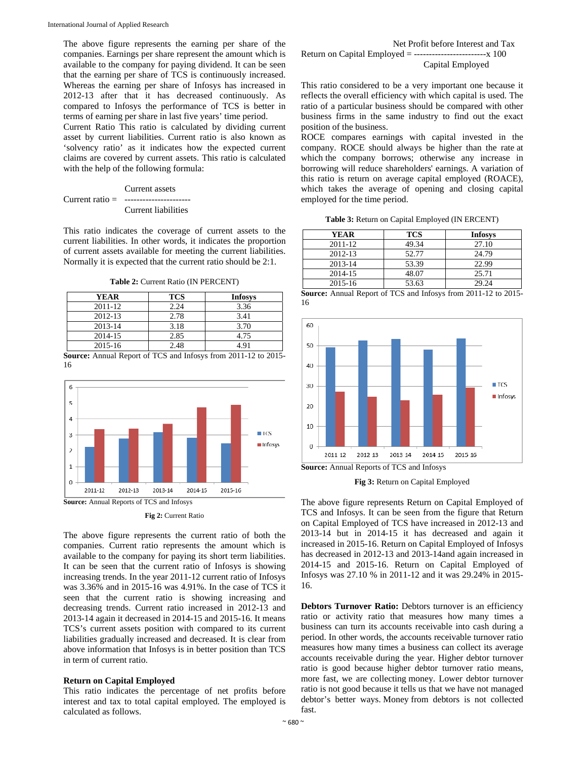The above figure represents the earning per share of the companies. Earnings per share represent the amount which is available to the company for paying dividend. It can be seen that the earning per share of TCS is continuously increased. Whereas the earning per share of Infosys has increased in 2012-13 after that it has decreased continuously. As compared to Infosys the performance of TCS is better in terms of earning per share in last five years' time period.

Current Ratio This ratio is calculated by dividing current asset by current liabilities. Current ratio is also known as 'solvency ratio' as it indicates how the expected current claims are covered by current assets. This ratio is calculated with the help of the following formula:

$$\text{Current ratio} = \frac{\text{Current assets}}{\text{Current liabilities}}$$

This ratio indicates the coverage of current assets to the current liabilities. In other words, it indicates the proportion of current assets available for meeting the current liabilities. Normally it is expected that the current ratio should be 2:1.

**Table 2:** Current Ratio (IN PERCENT)

| YEAR | TCS | Infosys |
|---|---|---|
| 2011-12 | 2.24 | 3.36 |
| 2012-13 | 2.78 | 3.41 |
| 2013-14 | 3.18 | 3.70 |
| 2014-15 | 2.85 | 4.75 |
| 2015-16 | 2.48 | 4.91 |

**Source:** Annual Report of TCS and Infosys from 2011-12 to 2015-16

**Source:** Annual Reports of TCS and Infosys

**Fig 2:** Current Ratio

The above figure represents the current ratio of both the companies. Current ratio represents the amount which is available to the company for paying its short term liabilities. It can be seen that the current ratio of Infosys is showing increasing trends. In the year 2011-12 current ratio of Infosys was 3.36% and in 2015-16 was 4.91%. In the case of TCS it seen that the current ratio is showing increasing and decreasing trends. Current ratio increased in 2012-13 and 2013-14 again it decreased in 2014-15 and 2015-16. It means TCS's current assets position with compared to its current liabilities gradually increased and decreased. It is clear from above information that Infosys is in better position than TCS in term of current ratio.

### Return on Capital Employed

This ratio indicates the percentage of net profits before interest and tax to total capital employed. The employed is calculated as follows.

$$\text{Return on Capital Employed} = \frac{\text{Net Profit before Interest and Tax}}{\text{Capital Employed}} \times 100$$

This ratio considered to be a very important one because it reflects the overall efficiency with which capital is used. The ratio of a particular business should be compared with other business firms in the same industry to find out the exact position of the business.

ROCE compares earnings with capital invested in the company. ROCE should always be higher than the rate at which the company borrows; otherwise any increase in borrowing will reduce shareholders' earnings. A variation of this ratio is return on average capital employed (ROACE), which takes the average of opening and closing capital employed for the time period.

**Table 3:** Return on Capital Employed (IN ERCENT)

| YEAR | TCS | Infosys |
|---|---|---|
| 2011-12 | 49.34 | 27.10 |
| 2012-13 | 52.77 | 24.79 |
| 2013-14 | 53.39 | 22.99 |
| 2014-15 | 48.07 | 25.71 |
| 2015-16 | 53.63 | 29.24 |

**Source:** Annual Report of TCS and Infosys from 2011-12 to 2015-16

**Source:** Annual Reports of TCS and Infosys

**Fig 3:** Return on Capital Employed

The above figure represents Return on Capital Employed of TCS and Infosys. It can be seen from the figure that Return on Capital Employed of TCS have increased in 2012-13 and 2013-14 but in 2014-15 it has decreased and again it increased in 2015-16. Return on Capital Employed of Infosys has decreased in 2012-13 and 2013-14and again increased in 2014-15 and 2015-16. Return on Capital Employed of Infosys was 27.10 % in 2011-12 and it was 29.24% in 2015-16.

**Debtors Turnover Ratio:** Debtors turnover is an efficiency ratio or activity ratio that measures how many times a business can turn its accounts receivable into cash during a period. In other words, the accounts receivable turnover ratio measures how many times a business can collect its average accounts receivable during the year. Higher debtor turnover ratio is good because higher debtor turnover ratio means, more fast, we are collecting money. Lower debtor turnover ratio is not good because it tells us that we have not managed debtor's better ways. Money from debtors is not collected fast.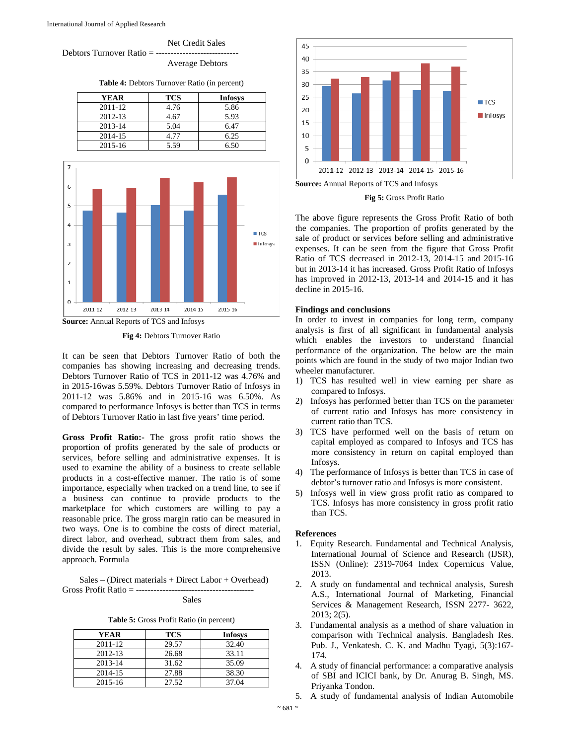$$\text{Debtors Turnover Ratio} = \frac{\text{Net Credit Sales}}{\text{Average Debtors}}$$

**Table 4:** Debtors Turnover Ratio (in percent)

| YEAR | TCS | Infosys |
|---|---|---|
| 2011-12 | 4.76 | 5.86 |
| 2012-13 | 4.67 | 5.93 |
| 2013-14 | 5.04 | 6.47 |
| 2014-15 | 4.77 | 6.25 |
| 2015-16 | 5.59 | 6.50 |

**Source:** Annual Reports of TCS and Infosys

**Fig 4:** Debtors Turnover Ratio

It can be seen that Debtors Turnover Ratio of both the companies has showing increasing and decreasing trends. Debtors Turnover Ratio of TCS in 2011-12 was 4.76% and in 2015-16was 5.59%. Debtors Turnover Ratio of Infosys in 2011-12 was 5.86% and in 2015-16 was 6.50%. As compared to performance Infosys is better than TCS in terms of Debtors Turnover Ratio in last five years' time period.

**Gross Profit Ratio:-** The gross profit ratio shows the proportion of profits generated by the sale of products or services, before selling and administrative expenses. It is used to examine the ability of a business to create sellable products in a cost-effective manner. The ratio is of some importance, especially when tracked on a trend line, to see if a business can continue to provide products to the marketplace for which customers are willing to pay a reasonable price. The gross margin ratio can be measured in two ways. One is to combine the costs of direct material, direct labor, and overhead, subtract them from sales, and divide the result by sales. This is the more comprehensive approach. Formula

$$\text{Gross Profit Ratio} = \frac{\text{Sales} - (\text{Direct materials} + \text{Direct Labor} + \text{Overhead})}{\text{Sales}}$$

**Table 5:** Gross Profit Ratio (in percent)

| YEAR | TCS | Infosys |
|---|---|---|
| 2011-12 | 29.57 | 32.40 |
| 2012-13 | 26.68 | 33.11 |
| 2013-14 | 31.62 | 35.09 |
| 2014-15 | 27.88 | 38.30 |
| 2015-16 | 27.52 | 37.04 |

**Source:** Annual Reports of TCS and Infosys

**Fig 5:** Gross Profit Ratio

The above figure represents the Gross Profit Ratio of both the companies. The proportion of profits generated by the sale of product or services before selling and administrative expenses. It can be seen from the figure that Gross Profit Ratio of TCS decreased in 2012-13, 2014-15 and 2015-16 but in 2013-14 it has increased. Gross Profit Ratio of Infosys has improved in 2012-13, 2013-14 and 2014-15 and it has decline in 2015-16.

## Findings and conclusions

In order to invest in companies for long term, company analysis is first of all significant in fundamental analysis which enables the investors to understand financial performance of the organization. The below are the main points which are found in the study of two major Indian two wheeler manufacturer.

1) TCS has resulted well in view earning per share as compared to Infosys.
2) Infosys has performed better than TCS on the parameter of current ratio and Infosys has more consistency in current ratio than TCS.
3) TCS have performed well on the basis of return on capital employed as compared to Infosys and TCS has more consistency in return on capital employed than Infosys.
4) The performance of Infosys is better than TCS in case of debtor's turnover ratio and Infosys is more consistent.
5) Infosys well in view gross profit ratio as compared to TCS. Infosys has more consistency in gross profit ratio than TCS.

## References

1. Equity Research. Fundamental and Technical Analysis, International Journal of Science and Research (IJSR), ISSN (Online): 2319-7064 Index Copernicus Value, 2013.
2. A study on fundamental and technical analysis, Suresh A.S., International Journal of Marketing, Financial Services & Management Research, ISSN 2277- 3622, 2013; 2(5).
3. Fundamental analysis as a method of share valuation in comparison with Technical analysis. Bangladesh Res. Pub. J., Venkatesh. C. K. and Madhu Tyagi, 5(3):167-174.
4. A study of financial performance: a comparative analysis of SBI and ICICI bank, by Dr. Anurag B. Singh, MS. Priyanka Tondon.
5. A study of fundamental analysis of Indian Automobile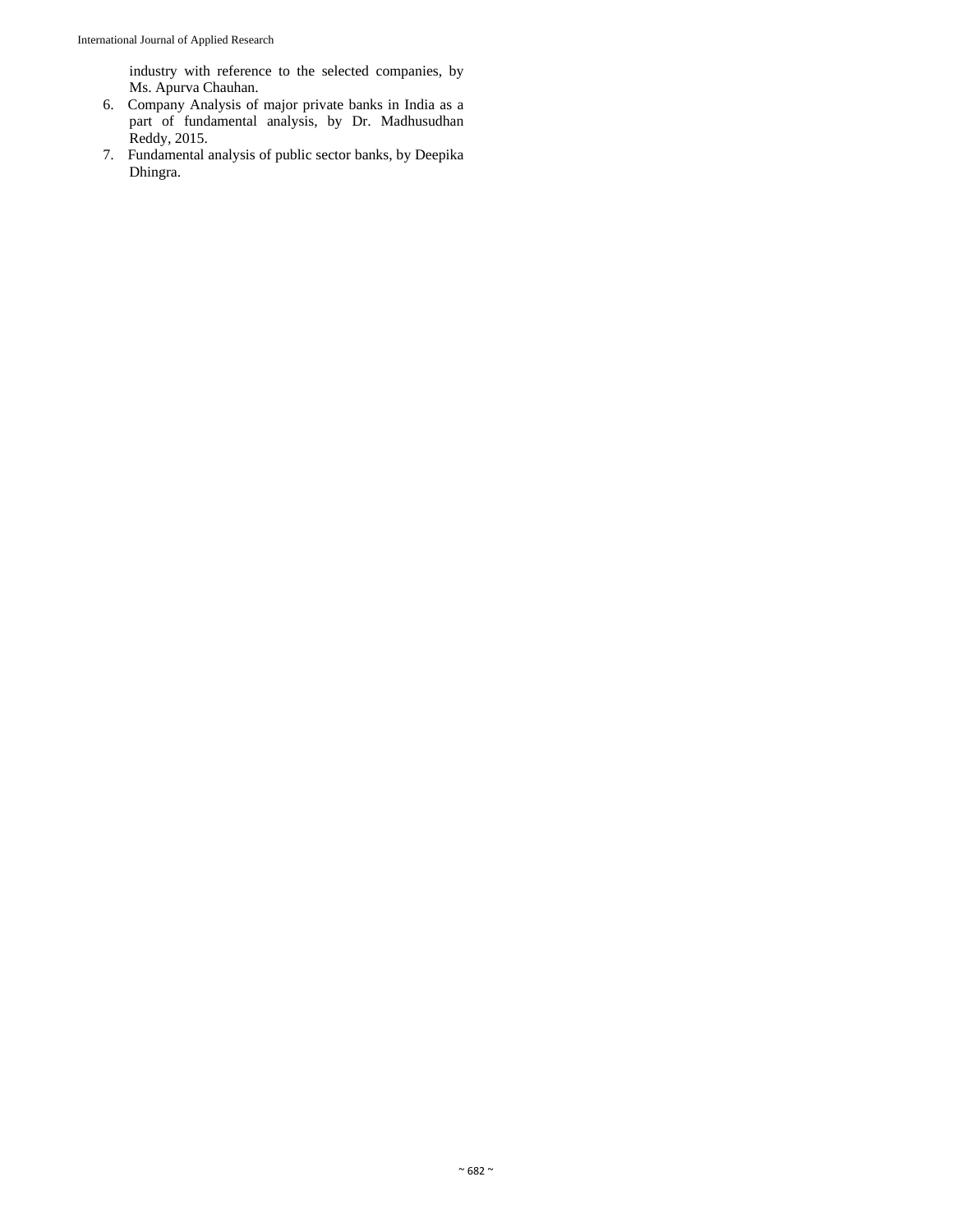industry with reference to the selected companies, by Ms. Apurva Chauhan.

6. Company Analysis of major private banks in India as a part of fundamental analysis, by Dr. Madhusudhan Reddy, 2015.
7. Fundamental analysis of public sector banks, by Deepika Dhingra.